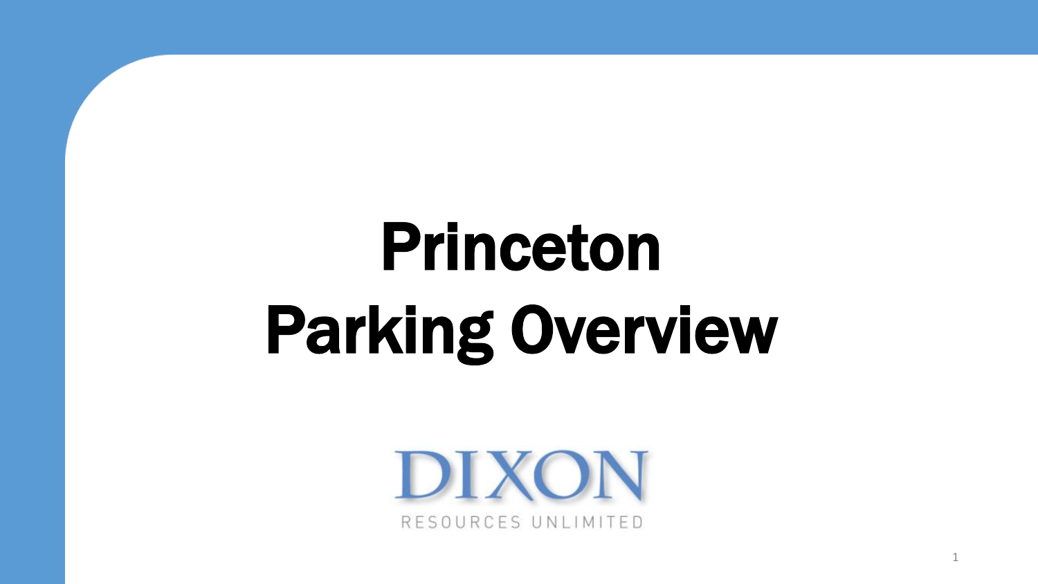# Princeton Parking Overview

DIXON

RESOURCES UNLIMITED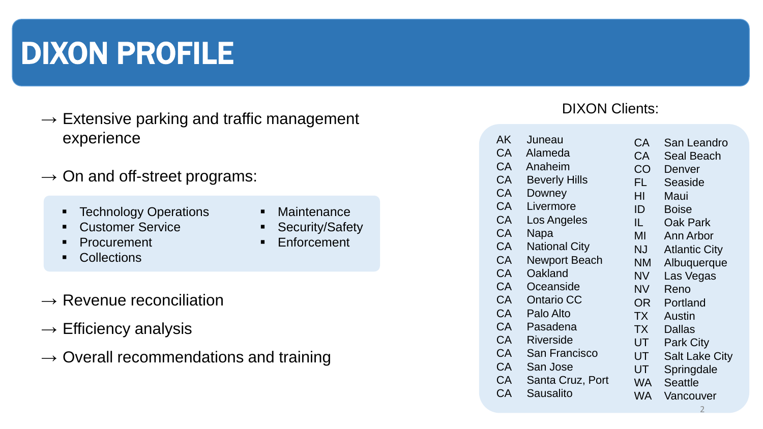# DIXON PROFILE

→ Extensive parking and traffic management experience

→ On and off-street programs:

- Technology Operations
- Customer Service
- Procurement
- Collections
- Maintenance
- Security/Safety
- Enforcement

→ Revenue reconciliation

→ Efficiency analysis

→ Overall recommendations and training

DIXON Clients:

| State | City |
|---|---|
| AK | Juneau |
| CA | Alameda |
| CA | Anaheim |
| CA | Beverly Hills |
| CA | Downey |
| CA | Livermore |
| CA | Los Angeles |
| CA | Napa |
| CA | National City |
| CA | Newport Beach |
| CA | Oakland |
| CA | Oceanside |
| CA | Ontario CC |
| CA | Palo Alto |
| CA | Pasadena |
| CA | Riverside |
| CA | San Francisco |
| CA | San Jose |
| CA | Santa Cruz, Port |
| CA | Sausalito |
| CA | San Leandro |
| CA | Seal Beach |
| CO | Denver |
| FL | Seaside |
| HI | Maui |
| ID | Boise |
| IL | Oak Park |
| MI | Ann Arbor |
| NJ | Atlantic City |
| NM | Albuquerque |
| NV | Las Vegas |
| NV | Reno |
| OR | Portland |
| TX | Austin |
| TX | Dallas |
| UT | Park City |
| UT | Salt Lake City |
| UT | Springdale |
| WA | Seattle |
| WA | Vancouver |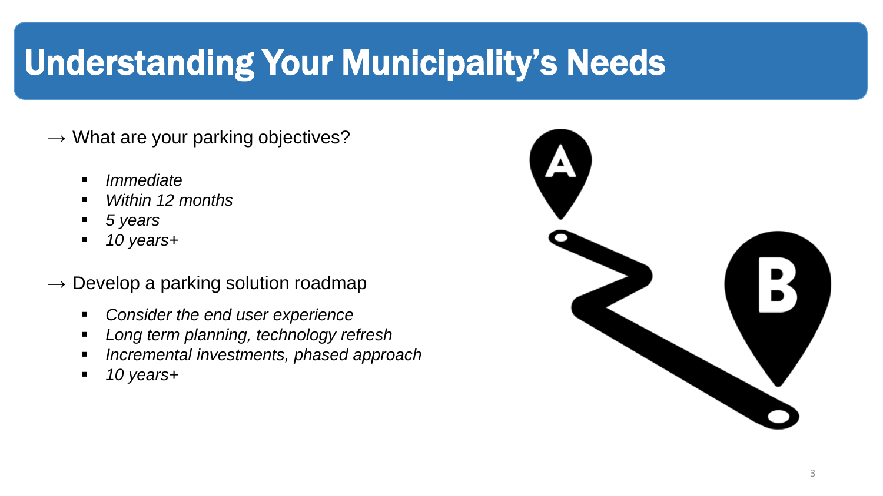# Understanding Your Municipality's Needs

→ What are your parking objectives?

- *Immediate*
- *Within 12 months*
- *5 years*
- *10 years+*

→ Develop a parking solution roadmap

- *Consider the end user experience*
- *Long term planning, technology refresh*
- *Incremental investments, phased approach*
- *10 years+*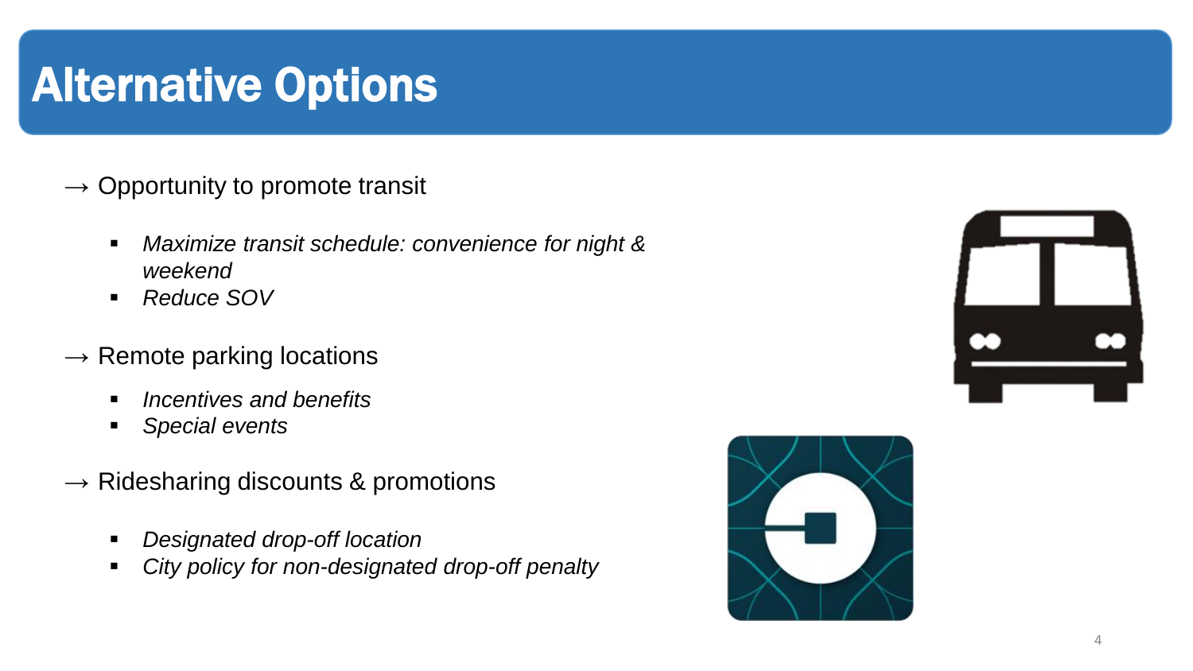# Alternative Options

→ Opportunity to promote transit

- *Maximize transit schedule: convenience for night & weekend*
- *Reduce SOV*

→ Remote parking locations

- *Incentives and benefits*
- *Special events*

→ Ridesharing discounts & promotions

- *Designated drop-off location*
- *City policy for non-designated drop-off penalty*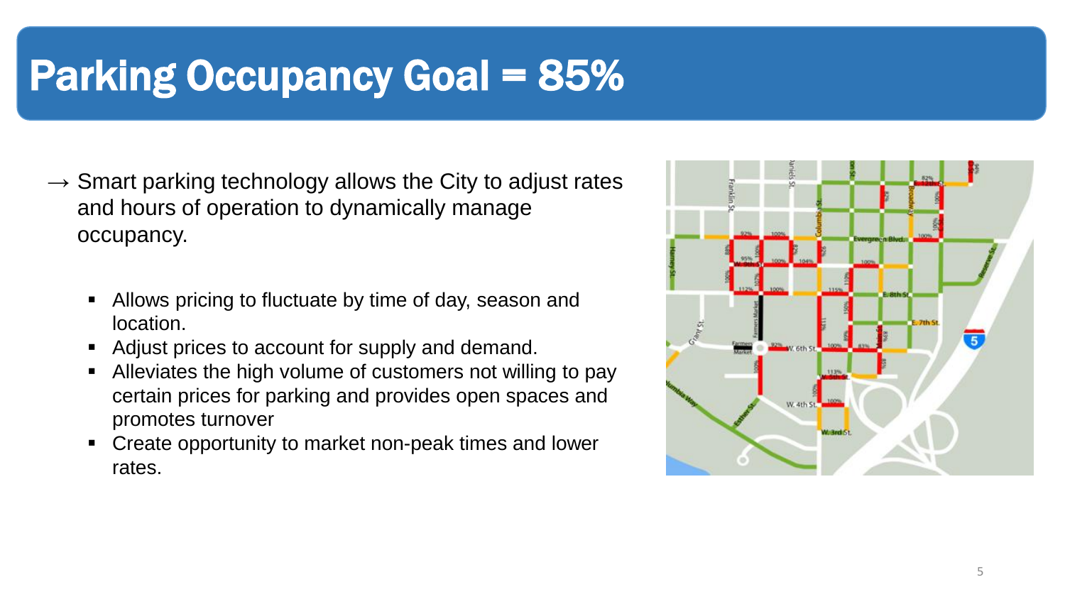# Parking Occupancy Goal = 85%

→ Smart parking technology allows the City to adjust rates and hours of operation to dynamically manage occupancy.

- Allows pricing to fluctuate by time of day, season and location.
- Adjust prices to account for supply and demand.
- Alleviates the high volume of customers not willing to pay certain prices for parking and provides open spaces and promotes turnover
- Create opportunity to market non-peak times and lower rates.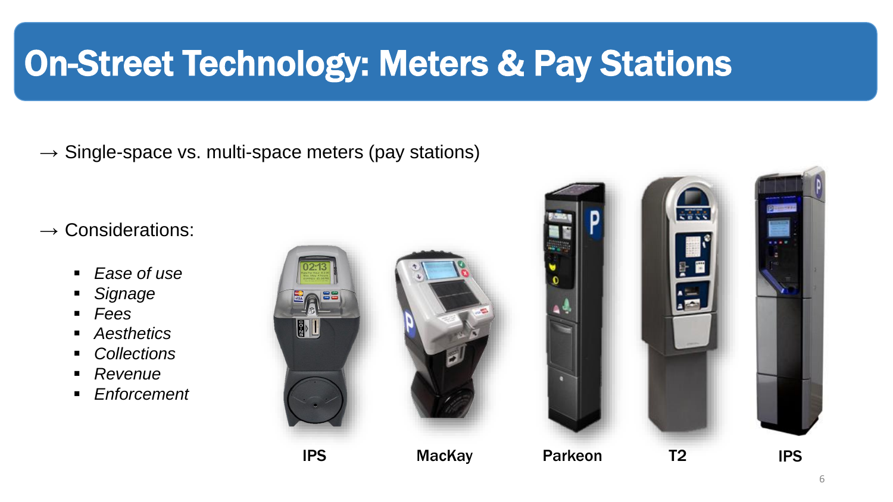# On-Street Technology: Meters & Pay Stations

→ Single-space vs. multi-space meters (pay stations)

→ Considerations:

- *Ease of use*
- *Signage*
- *Fees*
- *Aesthetics*
- *Collections*
- *Revenue*
- *Enforcement*

**IPS** **MacKay** **Parkeon** **T2** **IPS**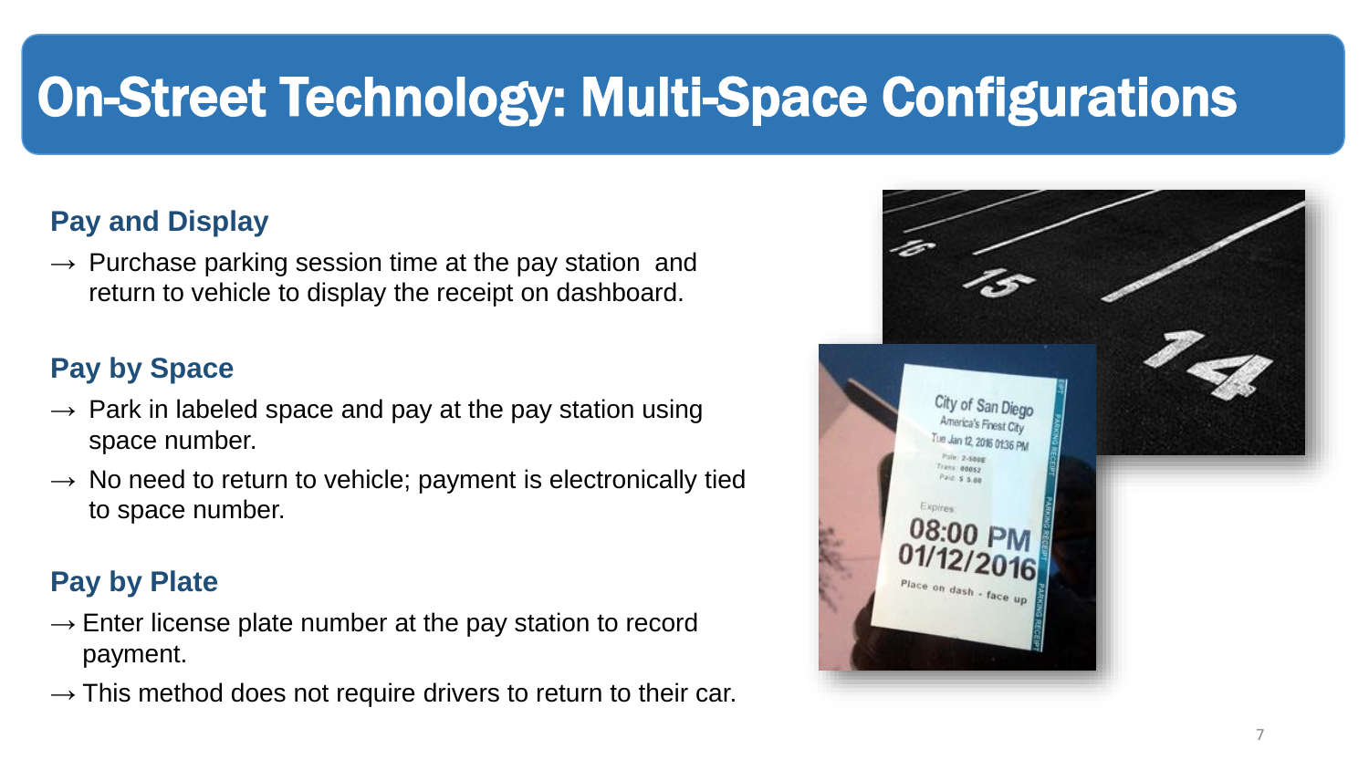# On-Street Technology: Multi-Space Configurations

## Pay and Display

→ Purchase parking session time at the pay station and return to vehicle to display the receipt on dashboard.

## Pay by Space

→ Park in labeled space and pay at the pay station using space number.

→ No need to return to vehicle; payment is electronically tied to space number.

## Pay by Plate

→ Enter license plate number at the pay station to record payment.

→ This method does not require drivers to return to their car.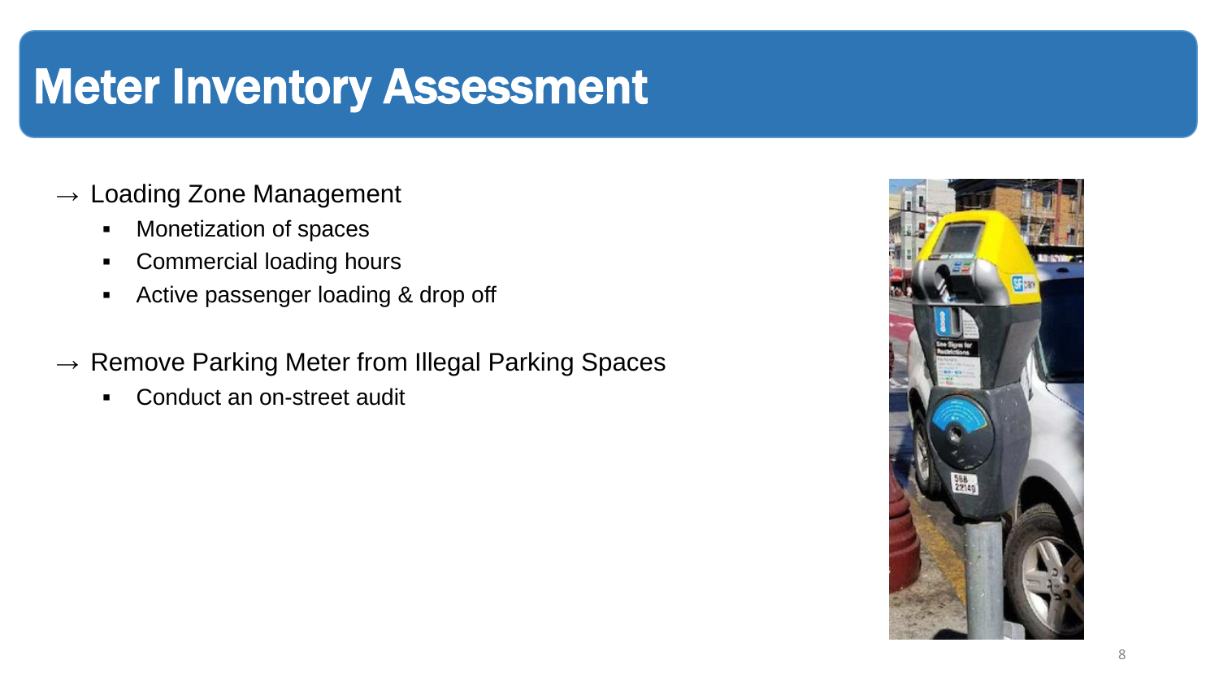# Meter Inventory Assessment

- → Loading Zone Management
  - Monetization of spaces
  - Commercial loading hours
  - Active passenger loading & drop off
- → Remove Parking Meter from Illegal Parking Spaces
  - Conduct an on-street audit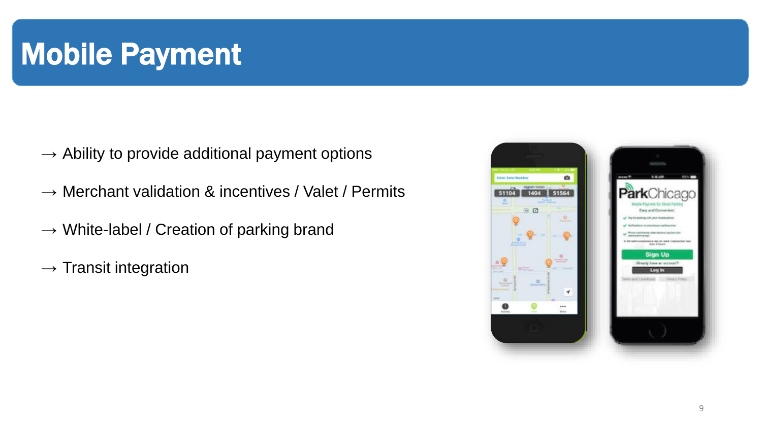# Mobile Payment

→ Ability to provide additional payment options

→ Merchant validation & incentives / Valet / Permits

→ White-label / Creation of parking brand

→ Transit integration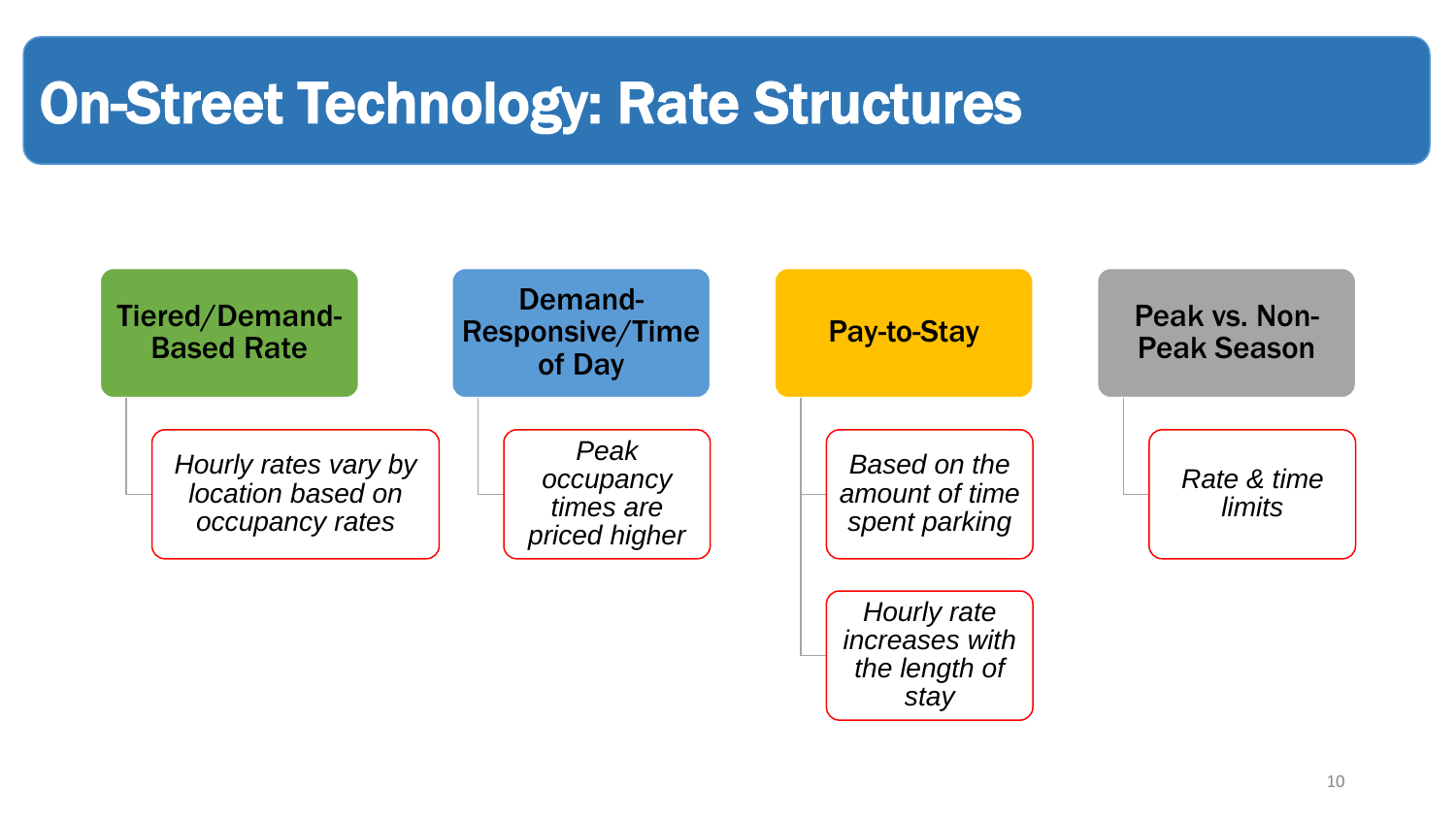# On-Street Technology: Rate Structures

## Tiered/Demand-Based Rate

- *Hourly rates vary by location based on occupancy rates*

## Demand-Responsive/Time of Day

- *Peak occupancy times are priced higher*

## Pay-to-Stay

- *Based on the amount of time spent parking*
- *Hourly rate increases with the length of stay*

## Peak vs. Non-Peak Season

- *Rate & time limits*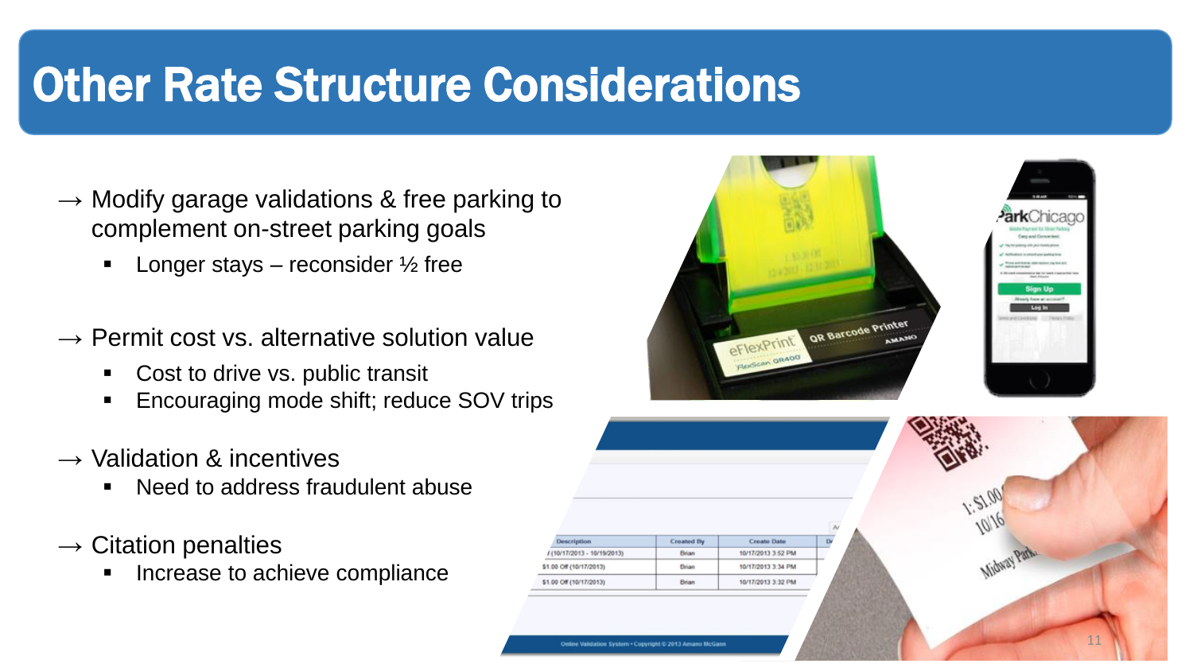# Other Rate Structure Considerations

→ Modify garage validations & free parking to complement on-street parking goals

- Longer stays – reconsider ½ free

→ Permit cost vs. alternative solution value

- Cost to drive vs. public transit
- Encouraging mode shift; reduce SOV trips

→ Validation & incentives

- Need to address fraudulent abuse

→ Citation penalties

- Increase to achieve compliance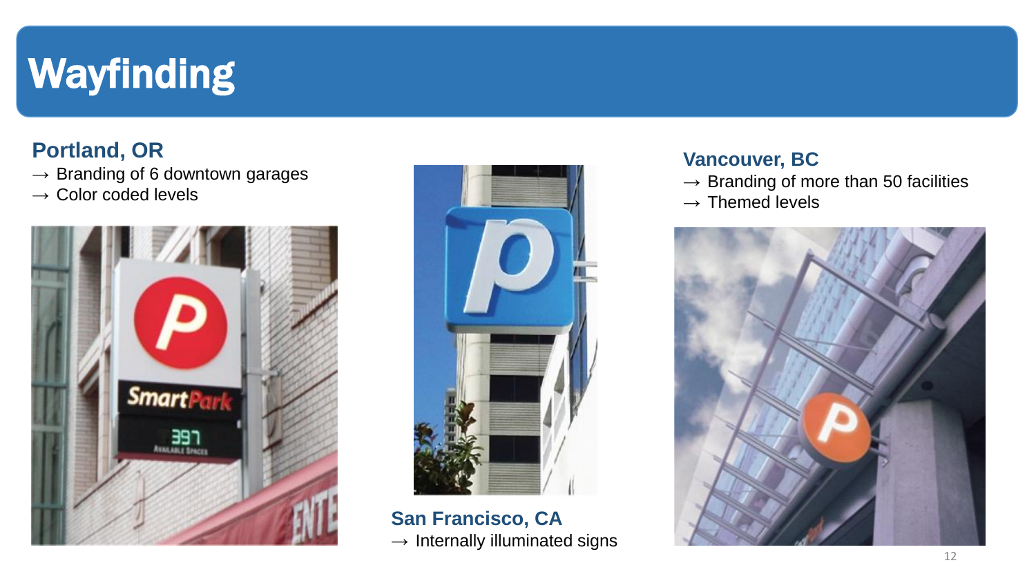# Wayfinding

## Portland, OR

→ Branding of 6 downtown garages
→ Color coded levels

## San Francisco, CA

→ Internally illuminated signs

## Vancouver, BC

→ Branding of more than 50 facilities
→ Themed levels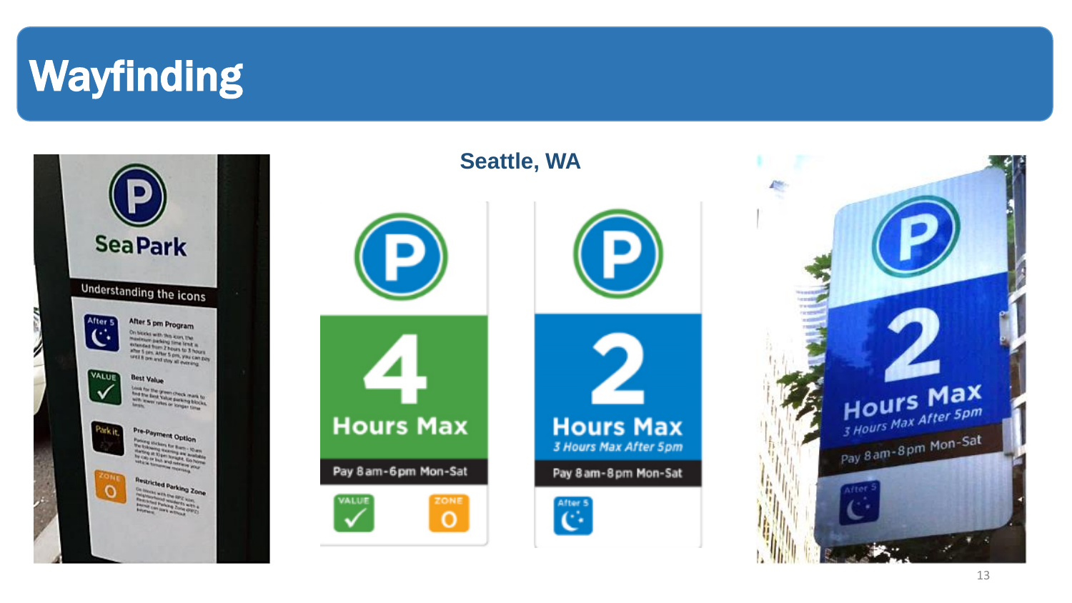# Wayfinding

**Seattle, WA**

**Sea Park**

Understanding the icons

- **After 5 pm Program** — On blocks with this icon, the maximum parking time limit is extended from 2 hours to 3 hours after 5 pm. After 5 pm, you can pay until 8 pm and stay all evening.
- **Best Value** — Look for the green check mark to find the Best Value parking blocks with lower rates or longer time limits.
- **Pre-Payment Option** — Parking stickers for 8am – 10am the following morning are available starting at 10 pm tonight. Go home by cab or bus and retrieve your vehicle tomorrow morning.
- **Restricted Parking Zone** — On blocks with the RPZ icon, neighborhood residents with a Restricted Parking Zone (RPZ) permit can park without payment.

**4 Hours Max**

Pay 8am-6pm Mon-Sat

VALUE ZONE 0

**2 Hours Max**

*3 Hours Max After 5pm*

Pay 8am-8pm Mon-Sat

After 5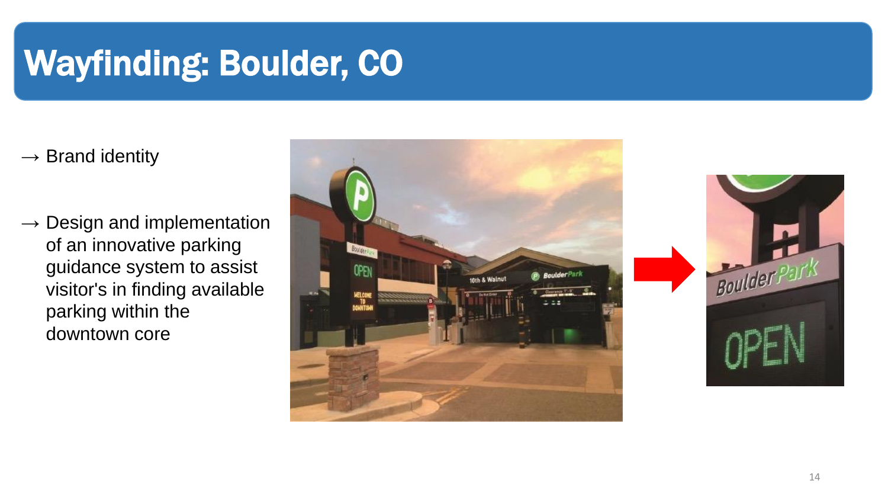# Wayfinding: Boulder, CO

→ Brand identity

→ Design and implementation of an innovative parking guidance system to assist visitor's in finding available parking within the downtown core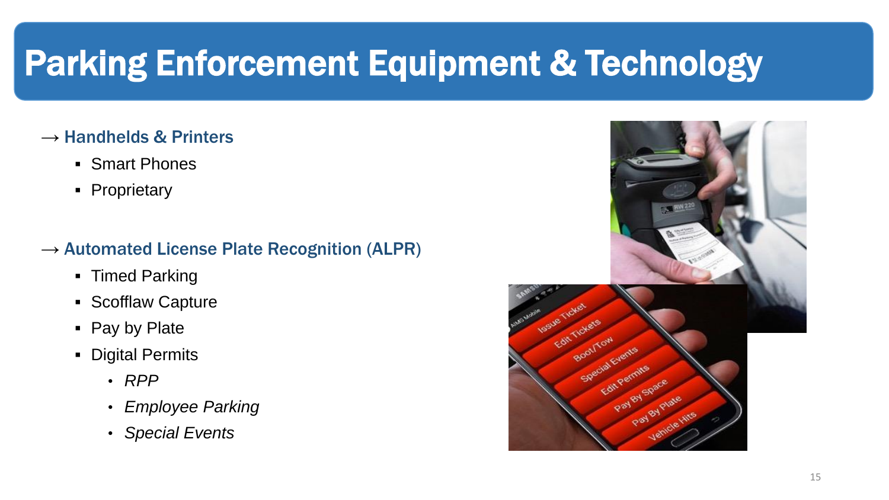# Parking Enforcement Equipment & Technology

→ **Handhelds & Printers**

- Smart Phones
- Proprietary

→ **Automated License Plate Recognition (ALPR)**

- Timed Parking
- Scofflaw Capture
- Pay by Plate
- Digital Permits
  - *RPP*
  - *Employee Parking*
  - *Special Events*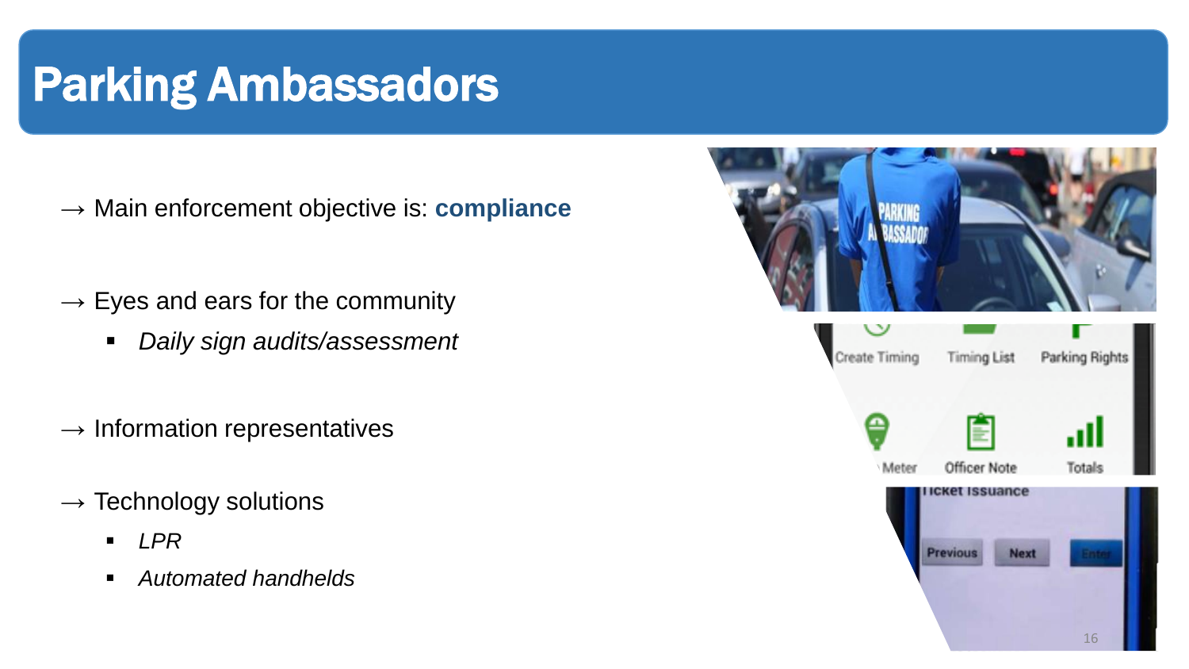# Parking Ambassadors

→ Main enforcement objective is: **compliance**

→ Eyes and ears for the community

- *Daily sign audits/assessment*

→ Information representatives

→ Technology solutions

- *LPR*
- *Automated handhelds*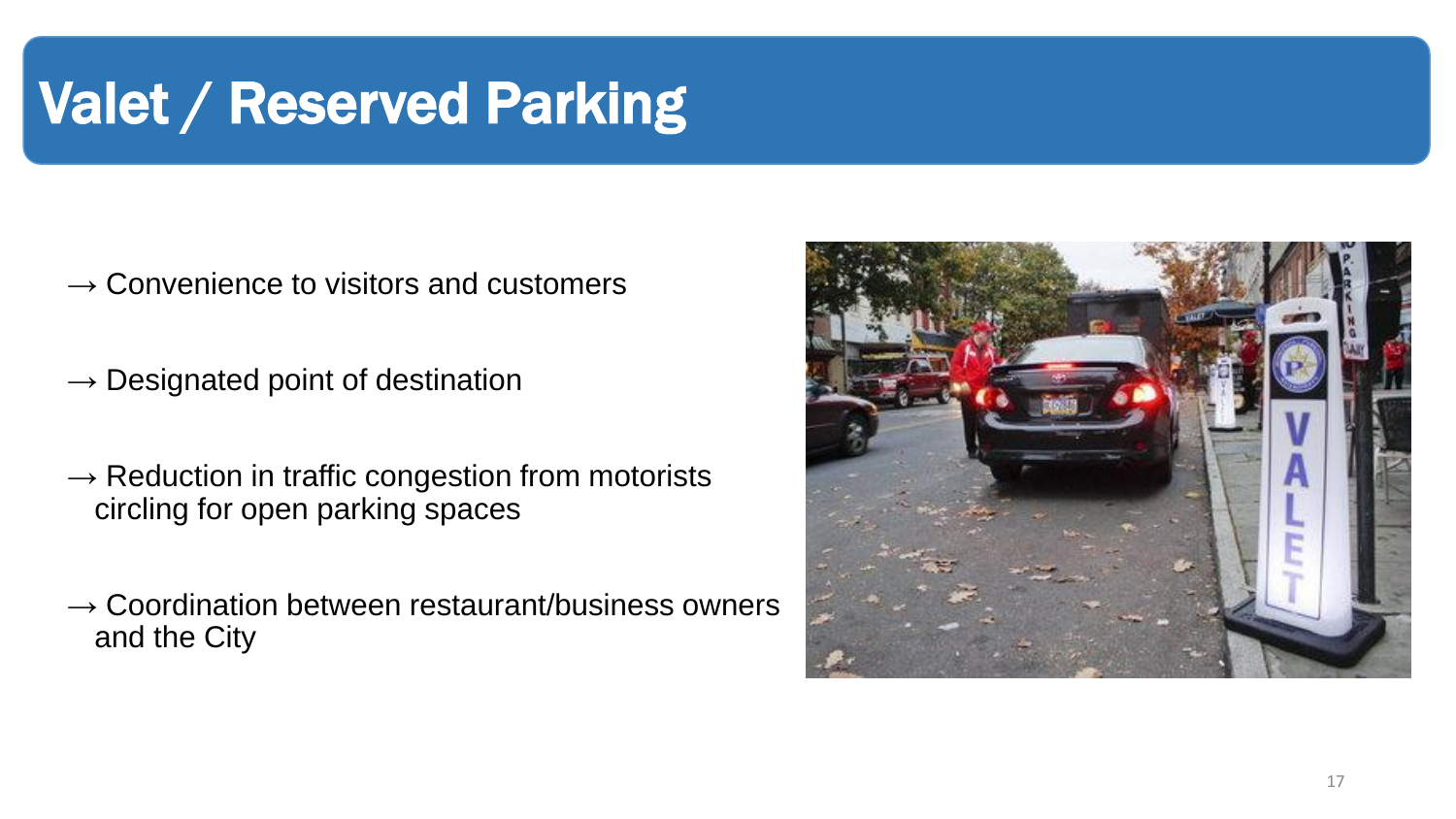# Valet / Reserved Parking

→ Convenience to visitors and customers

→ Designated point of destination

→ Reduction in traffic congestion from motorists circling for open parking spaces

→ Coordination between restaurant/business owners and the City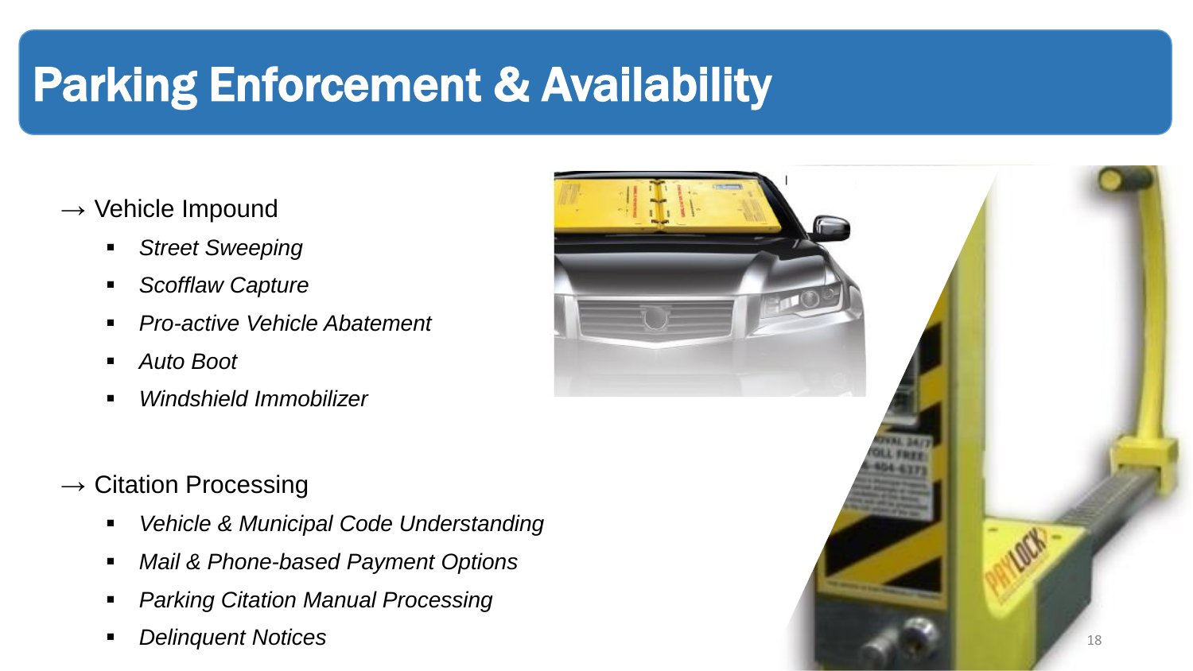# Parking Enforcement & Availability

→ Vehicle Impound

- *Street Sweeping*
- *Scofflaw Capture*
- *Pro-active Vehicle Abatement*
- *Auto Boot*
- *Windshield Immobilizer*

→ Citation Processing

- *Vehicle & Municipal Code Understanding*
- *Mail & Phone-based Payment Options*
- *Parking Citation Manual Processing*
- *Delinquent Notices*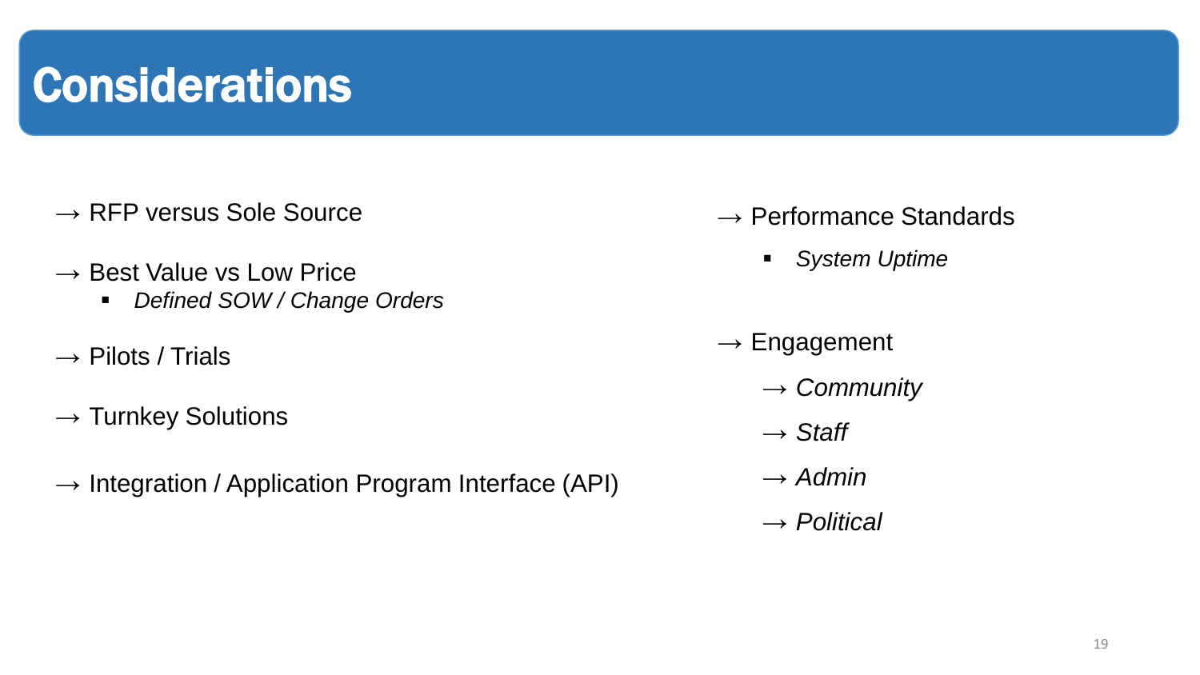# Considerations

- → RFP versus Sole Source
- → Best Value vs Low Price
  - *Defined SOW / Change Orders*
- → Pilots / Trials
- → Turnkey Solutions
- → Integration / Application Program Interface (API)
- → Performance Standards
  - *System Uptime*
- → Engagement
  - → *Community*
  - → *Staff*
  - → *Admin*
  - → *Political*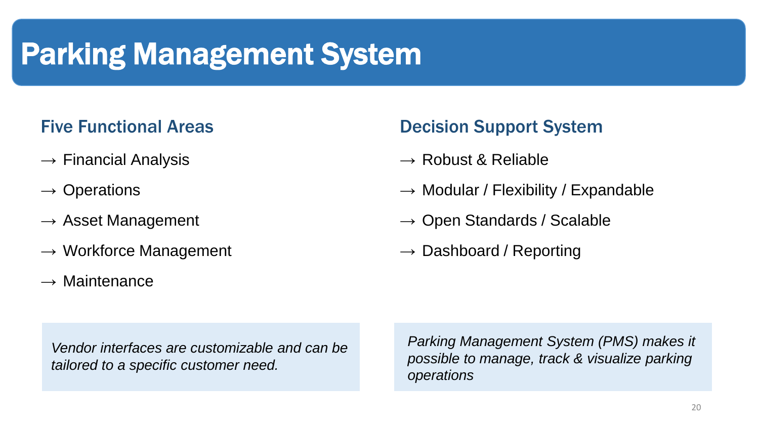# Parking Management System

## Five Functional Areas

→ Financial Analysis

→ Operations

→ Asset Management

→ Workforce Management

→ Maintenance

*Vendor interfaces are customizable and can be tailored to a specific customer need.*

## Decision Support System

→ Robust & Reliable

→ Modular / Flexibility / Expandable

→ Open Standards / Scalable

→ Dashboard / Reporting

*Parking Management System (PMS) makes it possible to manage, track & visualize parking operations*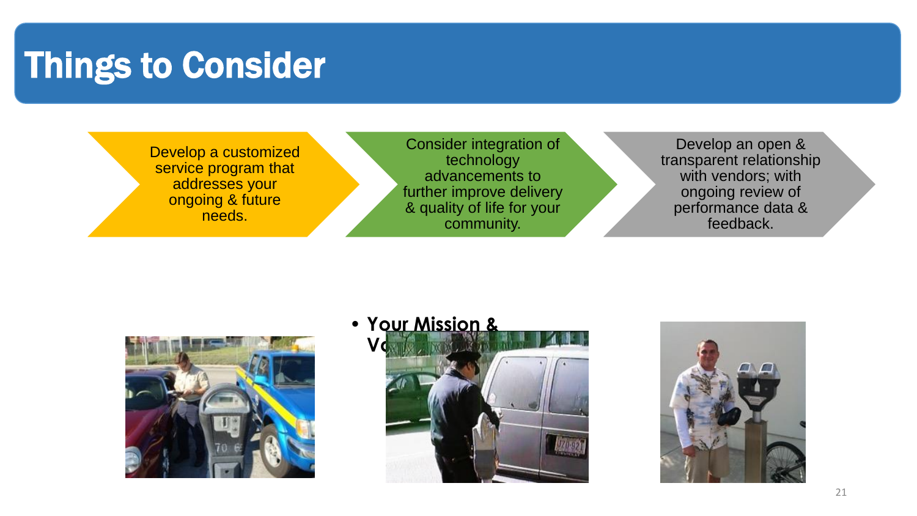# Things to Consider

- Develop a customized service program that addresses your ongoing & future needs.
- Consider integration of technology advancements to further improve delivery & quality of life for your community.
- Develop an open & transparent relationship with vendors; with ongoing review of performance data & feedback.

- **Your Mission & Vo**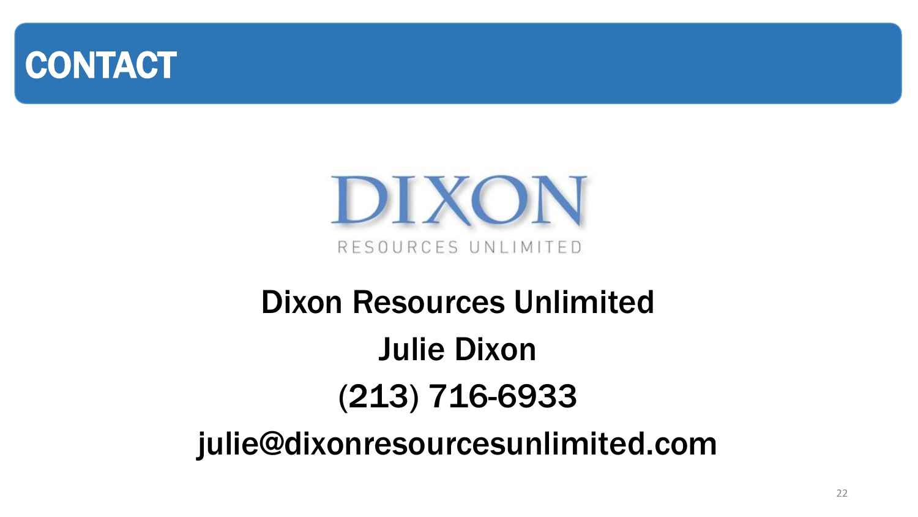# CONTACT

DIXON

RESOURCES UNLIMITED

Dixon Resources Unlimited

Julie Dixon

(213) 716-6933

julie@dixonresourcesunlimited.com